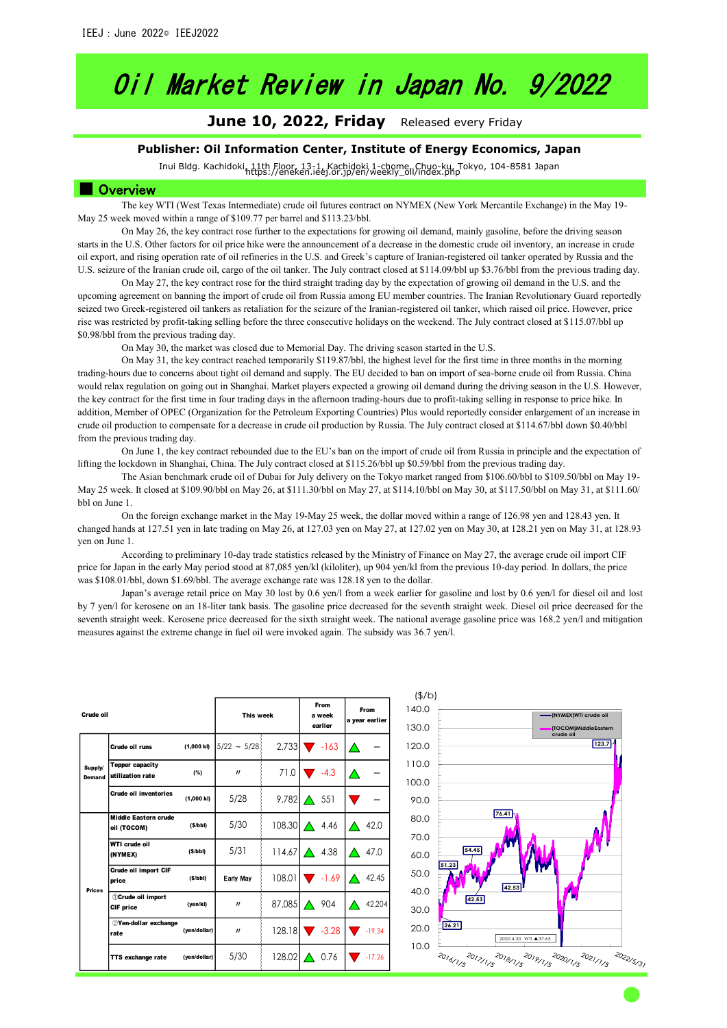# Oil Market Review in Japan No. 9/2022

**June 10, 2022, Friday** Released every Friday

**Publisher: Oil Information Center, Institute of Energy Economics, Japan**

Inui Bldg. Kachidoki, 11th Floor, 13-1, Kachidoki 1-chome, Chuo-ku, Tokyo, 104-8581 Japan
https://eneken.ieej.or.jp/en/weekly_oil/index.php

## Overview

The key WTI (West Texas Intermediate) crude oil futures contract on NYMEX (New York Mercantile Exchange) in the May 19-May 25 week moved within a range of $109.77 per barrel and $113.23/bbl.

On May 26, the key contract rose further to the expectations for growing oil demand, mainly gasoline, before the driving season starts in the U.S. Other factors for oil price hike were the announcement of a decrease in the domestic crude oil inventory, an increase in crude oil export, and rising operation rate of oil refineries in the U.S. and Greek's capture of Iranian-registered oil tanker operated by Russia and the U.S. seizure of the Iranian crude oil, cargo of the oil tanker. The July contract closed at $114.09/bbl up $3.76/bbl from the previous trading day.

On May 27, the key contract rose for the third straight trading day by the expectation of growing oil demand in the U.S. and the upcoming agreement on banning the import of crude oil from Russia among EU member countries. The Iranian Revolutionary Guard reportedly seized two Greek-registered oil tankers as retaliation for the seizure of the Iranian-registered oil tanker, which raised oil price. However, price rise was restricted by profit-taking selling before the three consecutive holidays on the weekend. The July contract closed at $115.07/bbl up $0.98/bbl from the previous trading day.

On May 30, the market was closed due to Memorial Day. The driving season started in the U.S.

On May 31, the key contract reached temporarily $119.87/bbl, the highest level for the first time in three months in the morning trading-hours due to concerns about tight oil demand and supply. The EU decided to ban on import of sea-borne crude oil from Russia. China would relax regulation on going out in Shanghai. Market players expected a growing oil demand during the driving season in the U.S. However, the key contract for the first time in four trading days in the afternoon trading-hours due to profit-taking selling in response to price hike. In addition, Member of OPEC (Organization for the Petroleum Exporting Countries) Plus would reportedly consider enlargement of an increase in crude oil production to compensate for a decrease in crude oil production by Russia. The July contract closed at $114.67/bbl down $0.40/bbl from the previous trading day.

On June 1, the key contract rebounded due to the EU's ban on the import of crude oil from Russia in principle and the expectation of lifting the lockdown in Shanghai, China. The July contract closed at $115.26/bbl up $0.59/bbl from the previous trading day.

The Asian benchmark crude oil of Dubai for July delivery on the Tokyo market ranged from $106.60/bbl to $109.50/bbl on May 19-May 25 week. It closed at $109.90/bbl on May 26, at $111.30/bbl on May 27, at $114.10/bbl on May 30, at $117.50/bbl on May 31, at $111.60/bbl on June 1.

On the foreign exchange market in the May 19-May 25 week, the dollar moved within a range of 126.98 yen and 128.43 yen. It changed hands at 127.51 yen in late trading on May 26, at 127.03 yen on May 27, at 127.02 yen on May 30, at 128.21 yen on May 31, at 128.93 yen on June 1.

According to preliminary 10-day trade statistics released by the Ministry of Finance on May 27, the average crude oil import CIF price for Japan in the early May period stood at 87,085 yen/kl (kiloliter), up 904 yen/kl from the previous 10-day period. In dollars, the price was $108.01/bbl, down $1.69/bbl. The average exchange rate was 128.18 yen to the dollar.

Japan's average retail price on May 30 lost by 0.6 yen/l from a week earlier for gasoline and lost by 0.6 yen/l for diesel oil and lost by 7 yen/l for kerosene on an 18-liter tank basis. The gasoline price decreased for the seventh straight week. Diesel oil price decreased for the seventh straight week. Kerosene price decreased for the sixth straight week. The national average gasoline price was 168.2 yen/l and mitigation measures against the extreme change in fuel oil were invoked again. The subsidy was 36.7 yen/l.

| Crude oil | | | This week | | From a week earlier | From a year earlier |
|---|---|---|---|---|---|---|
| Supply/ Demand | Crude oil runs | (1,000 kl) | 5/22 ~ 5/28 | 2,733 | ▼ -163 | △ — |
| | Topper capacity utilization rate | (%) | 〃 | 71.0 | ▼ -4.3 | △ — |
| | Crude oil inventories | (1,000 kl) | 5/28 | 9,782 | △ 551 | ▼ — |
| Prices | Middle Eastern crude oil (TOCOM) | ($/bbl) | 5/30 | 108.30 | △ 4.46 | △ 42.0 |
| | WTI crude oil (NYMEX) | ($/bbl) | 5/31 | 114.67 | △ 4.38 | △ 47.0 |
| | Crude oil import CIF price | ($/bbl) | Early May | 108.01 | ▼ -1.69 | △ 42.45 |
| | ①Crude oil import CIF price | (yen/kl) | 〃 | 87,085 | △ 904 | △ 42,204 |
| | ②Yen-dollar exchange rate | (yen/dollar) | 〃 | 128.18 | ▼ -3.28 | ▼ -19.34 |
| | TTS exchange rate | (yen/dollar) | 5/30 | 128.02 | △ 0.76 | ▼ -17.26 |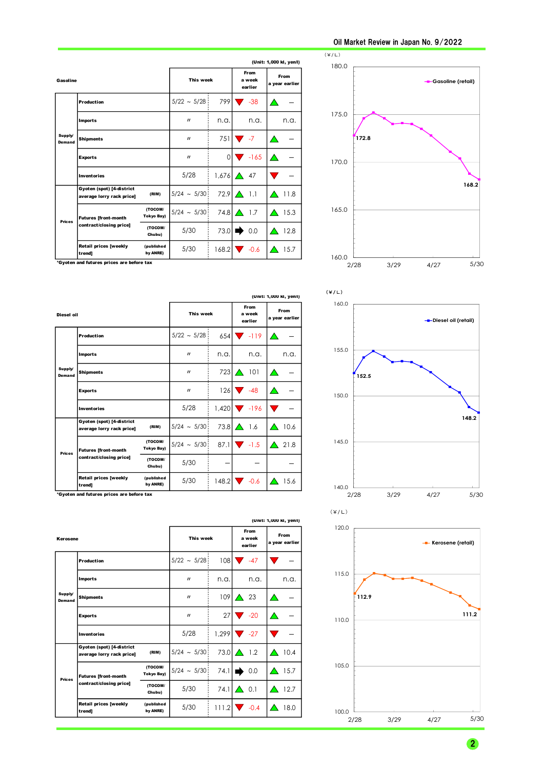(Unit: 1,000 kl, yen/l)

| Gasoline | | | This week | | From a week earlier | From a year earlier |
|---|---|---|---|---|---|---|
| Supply/Demand | Production | | 5/22 ～ 5/28 | 799 | ▼ -38 | ▲ － |
| | Imports | | 〃 | n.a. | n.a. | n.a. |
| | Shipments | | 〃 | 751 | ▼ -7 | ▲ － |
| | Exports | | 〃 | 0 | ▼ -165 | ▲ － |
| | Inventories | | 5/28 | 1,676 | ▲ 47 | ▼ － |
| Prices | Gyoten (spot) [4-district average lorry rack price] | (RIM) | 5/24 ～ 5/30 | 72.9 | ▲ 1.1 | ▲ 11.8 |
| | Futures [front-month contract/closing price] | (TOCOM/ Tokyo Bay) | 5/24 ～ 5/30 | 74.8 | ▲ 1.7 | ▲ 15.3 |
| | | (TOCOM/ Chubu) | 5/30 | 73.0 | ➡ 0.0 | ▲ 12.8 |
| | Retail prices [weekly trend] | (published by ANRE) | 5/30 | 168.2 | ▼ -0.6 | ▲ 15.7 |

*Gyoten and futures prices are before tax

(¥/L)

Gasoline (retail): 172.8 (2/28) … 168.2 (5/30)

(Unit: 1,000 kl, yen/l)

| Diesel oil | | | This week | | From a week earlier | From a year earlier |
|---|---|---|---|---|---|---|
| Supply/Demand | Production | | 5/22 ～ 5/28 | 654 | ▼ -119 | ▲ － |
| | Imports | | 〃 | n.a. | n.a. | n.a. |
| | Shipments | | 〃 | 723 | ▲ 101 | ▲ － |
| | Exports | | 〃 | 126 | ▼ -48 | ▲ － |
| | Inventories | | 5/28 | 1,420 | ▼ -196 | ▼ － |
| Prices | Gyoten (spot) [4-district average lorry rack price] | (RIM) | 5/24 ～ 5/30 | 73.8 | ▲ 1.6 | ▲ 10.6 |
| | Futures [front-month contract/closing price] | (TOCOM/ Tokyo Bay) | 5/24 ～ 5/30 | 87.1 | ▼ -1.5 | ▲ 21.8 |
| | | (TOCOM/ Chubu) | 5/30 | － | － | － |
| | Retail prices [weekly trend] | (published by ANRE) | 5/30 | 148.2 | ▼ -0.6 | ▲ 15.6 |

*Gyoten and futures prices are before tax

(¥/L)

Diesel oil (retail): 152.5 (2/28) … 148.2 (5/30)

(Unit: 1,000 kl, yen/l)

| Kerosene | | | This week | | From a week earlier | From a year earlier |
|---|---|---|---|---|---|---|
| Supply/Demand | Production | | 5/22 ～ 5/28 | 108 | ▼ -47 | ▼ － |
| | Imports | | 〃 | n.a. | n.a. | n.a. |
| | Shipments | | 〃 | 109 | ▲ 23 | ▲ － |
| | Exports | | 〃 | 27 | ▼ -20 | ▲ － |
| | Inventories | | 5/28 | 1,299 | ▼ -27 | ▼ － |
| Prices | Gyoten (spot) [4-district average lorry rack price] | (RIM) | 5/24 ～ 5/30 | 73.0 | ▲ 1.2 | ▲ 10.4 |
| | Futures [front-month contract/closing price] | (TOCOM/ Tokyo Bay) | 5/24 ～ 5/30 | 74.1 | ➡ 0.0 | ▲ 15.7 |
| | | (TOCOM/ Chubu) | 5/30 | 74.1 | ▲ 0.1 | ▲ 12.7 |
| | Retail prices [weekly trend] | (published by ANRE) | 5/30 | 111.2 | ▼ -0.4 | ▲ 18.0 |

(¥/L)

Kerosene (retail): 112.9 (2/28) … 111.2 (5/30)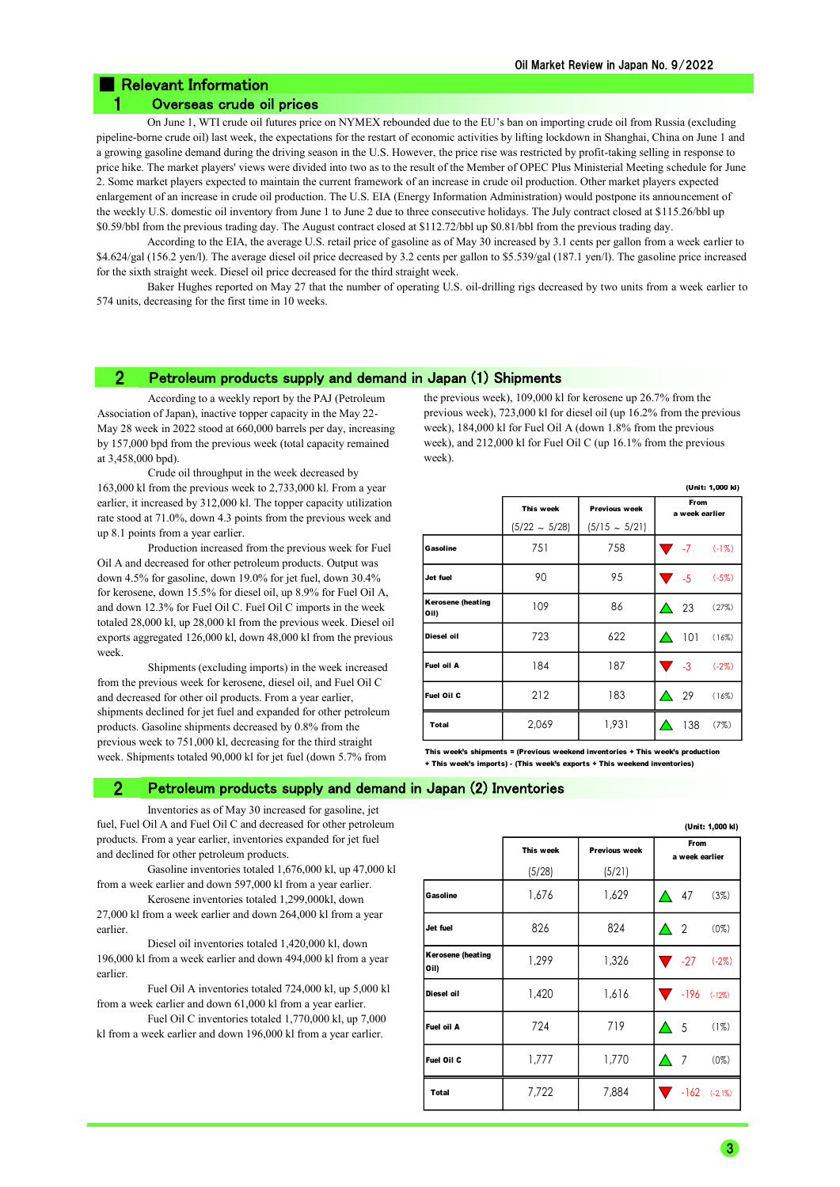## Relevant Information

### 1 Overseas crude oil prices

On June 1, WTI crude oil futures price on NYMEX rebounded due to the EU's ban on importing crude oil from Russia (excluding pipeline-borne crude oil) last week, the expectations for the restart of economic activities by lifting lockdown in Shanghai, China on June 1 and a growing gasoline demand during the driving season in the U.S. However, the price rise was restricted by profit-taking selling in response to price hike. The market players' views were divided into two as to the result of the Member of OPEC Plus Ministerial Meeting schedule for June 2. Some market players expected to maintain the current framework of an increase in crude oil production. Other market players expected enlargement of an increase in crude oil production. The U.S. EIA (Energy Information Administration) would postpone its announcement of the weekly U.S. domestic oil inventory from June 1 to June 2 due to three consecutive holidays. The July contract closed at $115.26/bbl up $0.59/bbl from the previous trading day. The August contract closed at $112.72/bbl up $0.81/bbl from the previous trading day.

According to the EIA, the average U.S. retail price of gasoline as of May 30 increased by 3.1 cents per gallon from a week earlier to $4.624/gal (156.2 yen/l). The average diesel oil price decreased by 3.2 cents per gallon to $5.539/gal (187.1 yen/l). The gasoline price increased for the sixth straight week. Diesel oil price decreased for the third straight week.

Baker Hughes reported on May 27 that the number of operating U.S. oil-drilling rigs decreased by two units from a week earlier to 574 units, decreasing for the first time in 10 weeks.

### 2 Petroleum products supply and demand in Japan (1) Shipments

According to a weekly report by the PAJ (Petroleum Association of Japan), inactive topper capacity in the May 22-May 28 week in 2022 stood at 660,000 barrels per day, increasing by 157,000 bpd from the previous week (total capacity remained at 3,458,000 bpd).

Crude oil throughput in the week decreased by 163,000 kl from the previous week to 2,733,000 kl. From a year earlier, it increased by 312,000 kl. The topper capacity utilization rate stood at 71.0%, down 4.3 points from the previous week and up 8.1 points from a year earlier.

Production increased from the previous week for Fuel Oil A and decreased for other petroleum products. Output was down 4.5% for gasoline, down 19.0% for jet fuel, down 30.4% for kerosene, down 15.5% for diesel oil, up 8.9% for Fuel Oil A, and down 12.3% for Fuel Oil C. Fuel Oil C imports in the week totaled 28,000 kl, up 28,000 kl from the previous week. Diesel oil exports aggregated 126,000 kl, down 48,000 kl from the previous week.

Shipments (excluding imports) in the week increased from the previous week for kerosene, diesel oil, and Fuel Oil C and decreased for other oil products. From a year earlier, shipments declined for jet fuel and expanded for other petroleum products. Gasoline shipments decreased by 0.8% from the previous week to 751,000 kl, decreasing for the third straight week. Shipments totaled 90,000 kl for jet fuel (down 5.7% from the previous week), 109,000 kl for kerosene up 26.7% from the previous week), 723,000 kl for diesel oil (up 16.2% from the previous week), 184,000 kl for Fuel Oil A (down 1.8% from the previous week), and 212,000 kl for Fuel Oil C (up 16.1% from the previous week).

(Unit: 1,000 kl)

| | This week (5/22 ～ 5/28) | Previous week (5/15 ～ 5/21) | From a week earlier | |
|---|---|---|---|---|
| Gasoline | 751 | 758 | ▼ -7 | (-1%) |
| Jet fuel | 90 | 95 | ▼ -5 | (-5%) |
| Kerosene (heating Oil) | 109 | 86 | ▲ 23 | (27%) |
| Diesel oil | 723 | 622 | ▲ 101 | (16%) |
| Fuel oil A | 184 | 187 | ▼ -3 | (-2%) |
| Fuel Oil C | 212 | 183 | ▲ 29 | (16%) |
| Total | 2,069 | 1,931 | ▲ 138 | (7%) |

This week's shipments = (Previous weekend inventories + This week's production + This week's imports) - (This week's exports + This weekend inventories)

### 2 Petroleum products supply and demand in Japan (2) Inventories

Inventories as of May 30 increased for gasoline, jet fuel, Fuel Oil A and Fuel Oil C and decreased for other petroleum products. From a year earlier, inventories expanded for jet fuel and declined for other petroleum products.

Gasoline inventories totaled 1,676,000 kl, up 47,000 kl from a week earlier and down 597,000 kl from a year earlier.

Kerosene inventories totaled 1,299,000kl, down 27,000 kl from a week earlier and down 264,000 kl from a year earlier.

Diesel oil inventories totaled 1,420,000 kl, down 196,000 kl from a week earlier and down 494,000 kl from a year earlier.

Fuel Oil A inventories totaled 724,000 kl, up 5,000 kl from a week earlier and down 61,000 kl from a year earlier.

Fuel Oil C inventories totaled 1,770,000 kl, up 7,000 kl from a week earlier and down 196,000 kl from a year earlier.

(Unit: 1,000 kl)

| | This week (5/28) | Previous week (5/21) | From a week earlier | |
|---|---|---|---|---|
| Gasoline | 1,676 | 1,629 | ▲ 47 | (3%) |
| Jet fuel | 826 | 824 | ▲ 2 | (0%) |
| Kerosene (heating Oil) | 1,299 | 1,326 | ▼ -27 | (-2%) |
| Diesel oil | 1,420 | 1,616 | ▼ -196 | (-12%) |
| Fuel oil A | 724 | 719 | ▲ 5 | (1%) |
| Fuel Oil C | 1,777 | 1,770 | ▲ 7 | (0%) |
| Total | 7,722 | 7,884 | ▼ -162 | (-2.1%) |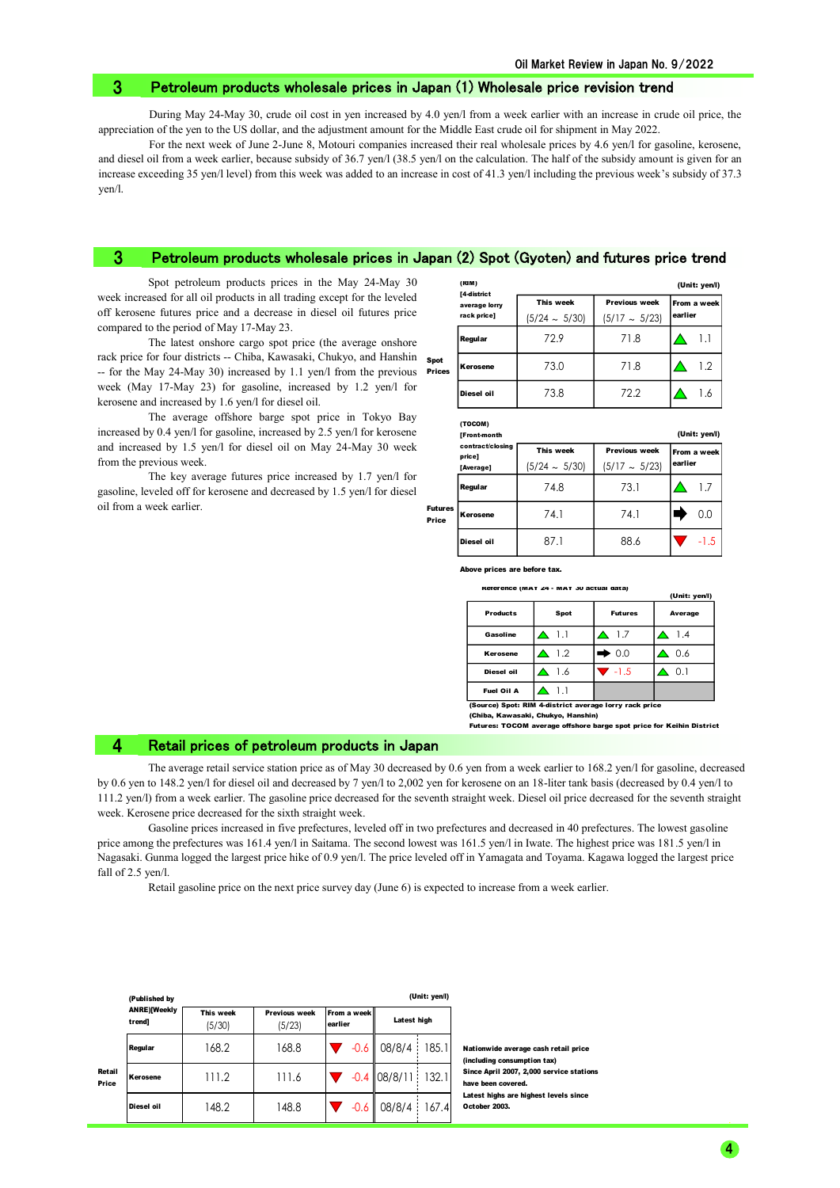## 3 Petroleum products wholesale prices in Japan (1) Wholesale price revision trend

During May 24-May 30, crude oil cost in yen increased by 4.0 yen/l from a week earlier with an increase in crude oil price, the appreciation of the yen to the US dollar, and the adjustment amount for the Middle East crude oil for shipment in May 2022.

For the next week of June 2-June 8, Motouri companies increased their real wholesale prices by 4.6 yen/l for gasoline, kerosene, and diesel oil from a week earlier, because subsidy of 36.7 yen/l (38.5 yen/l on the calculation. The half of the subsidy amount is given for an increase exceeding 35 yen/l level) from this week was added to an increase in cost of 41.3 yen/l including the previous week's subsidy of 37.3 yen/l.

## 3 Petroleum products wholesale prices in Japan (2) Spot (Gyoten) and futures price trend

Spot petroleum products prices in the May 24-May 30 week increased for all oil products in all trading except for the leveled off kerosene futures price and a decrease in diesel oil futures price compared to the period of May 17-May 23.

The latest onshore cargo spot price (the average onshore rack price for four districts -- Chiba, Kawasaki, Chukyo, and Hanshin -- for the May 24-May 30) increased by 1.1 yen/l from the previous week (May 17-May 23) for gasoline, increased by 1.2 yen/l for kerosene and increased by 1.6 yen/l for diesel oil.

The average offshore barge spot price in Tokyo Bay increased by 0.4 yen/l for gasoline, increased by 2.5 yen/l for kerosene and increased by 1.5 yen/l for diesel oil on May 24-May 30 week from the previous week.

The key average futures price increased by 1.7 yen/l for gasoline, leveled off for kerosene and decreased by 1.5 yen/l for diesel oil from a week earlier.

(Unit: yen/l)

| | (RIM) [4-district average lorry rack price] | This week (5/24 ～ 5/30) | Previous week (5/17 ～ 5/23) | From a week earlier |
|---|---|---|---|---|
| Spot Prices | Regular | 72.9 | 71.8 | ▲ 1.1 |
| | Kerosene | 73.0 | 71.8 | ▲ 1.2 |
| | Diesel oil | 73.8 | 72.2 | ▲ 1.6 |

(Unit: yen/l)

| | (TOCOM) [Front-month contract/closing price] [Average] | This week (5/24 ～ 5/30) | Previous week (5/17 ～ 5/23) | From a week earlier |
|---|---|---|---|---|
| Futures Price | Regular | 74.8 | 73.1 | ▲ 1.7 |
| | Kerosene | 74.1 | 74.1 | ➡ 0.0 |
| | Diesel oil | 87.1 | 88.6 | ▼ -1.5 |

Above prices are before tax.

Reference (May 24 - May 30 actual data)

(Unit: yen/l)

| Products | Spot | Futures | Average |
|---|---|---|---|
| Gasoline | ▲ 1.1 | ▲ 1.7 | ▲ 1.4 |
| Kerosene | ▲ 1.2 | ➡ 0.0 | ▲ 0.6 |
| Diesel oil | ▲ 1.6 | ▼ -1.5 | ▲ 0.1 |
| Fuel Oil A | ▲ 1.1 | | |

(Source) Spot: RIM 4-district average lorry rack price (Chiba, Kawasaki, Chukyo, Hanshin)
Futures: TOCOM average offshore barge spot price for Keihin District

## 4 Retail prices of petroleum products in Japan

The average retail service station price as of May 30 decreased by 0.6 yen from a week earlier to 168.2 yen/l for gasoline, decreased by 0.6 yen to 148.2 yen/l for diesel oil and decreased by 7 yen/l to 2,002 yen for kerosene on an 18-liter tank basis (decreased by 0.4 yen/l to 111.2 yen/l) from a week earlier. The gasoline price decreased for the seventh straight week. Diesel oil price decreased for the seventh straight week. Kerosene price decreased for the sixth straight week.

Gasoline prices increased in five prefectures, leveled off in two prefectures and decreased in 40 prefectures. The lowest gasoline price among the prefectures was 161.4 yen/l in Saitama. The second lowest was 161.5 yen/l in Iwate. The highest price was 181.5 yen/l in Nagasaki. Gunma logged the largest price hike of 0.9 yen/l. The price leveled off in Yamagata and Toyama. Kagawa logged the largest price fall of 2.5 yen/l.

Retail gasoline price on the next price survey day (June 6) is expected to increase from a week earlier.

(Unit: yen/l)

| | (Published by ANRE)[Weekly trend] | This week (5/30) | Previous week (5/23) | From a week earlier | Latest high | |
|---|---|---|---|---|---|---|
| Retail Price | Regular | 168.2 | 168.8 | ▼ -0.6 | 08/8/4 | 185.1 |
| | Kerosene | 111.2 | 111.6 | ▼ -0.4 | 08/8/11 | 132.1 |
| | Diesel oil | 148.2 | 148.8 | ▼ -0.6 | 08/8/4 | 167.4 |

Nationwide average cash retail price (including consumption tax)
Since April 2007, 2,000 service stations have been covered.
Latest highs are highest levels since October 2003.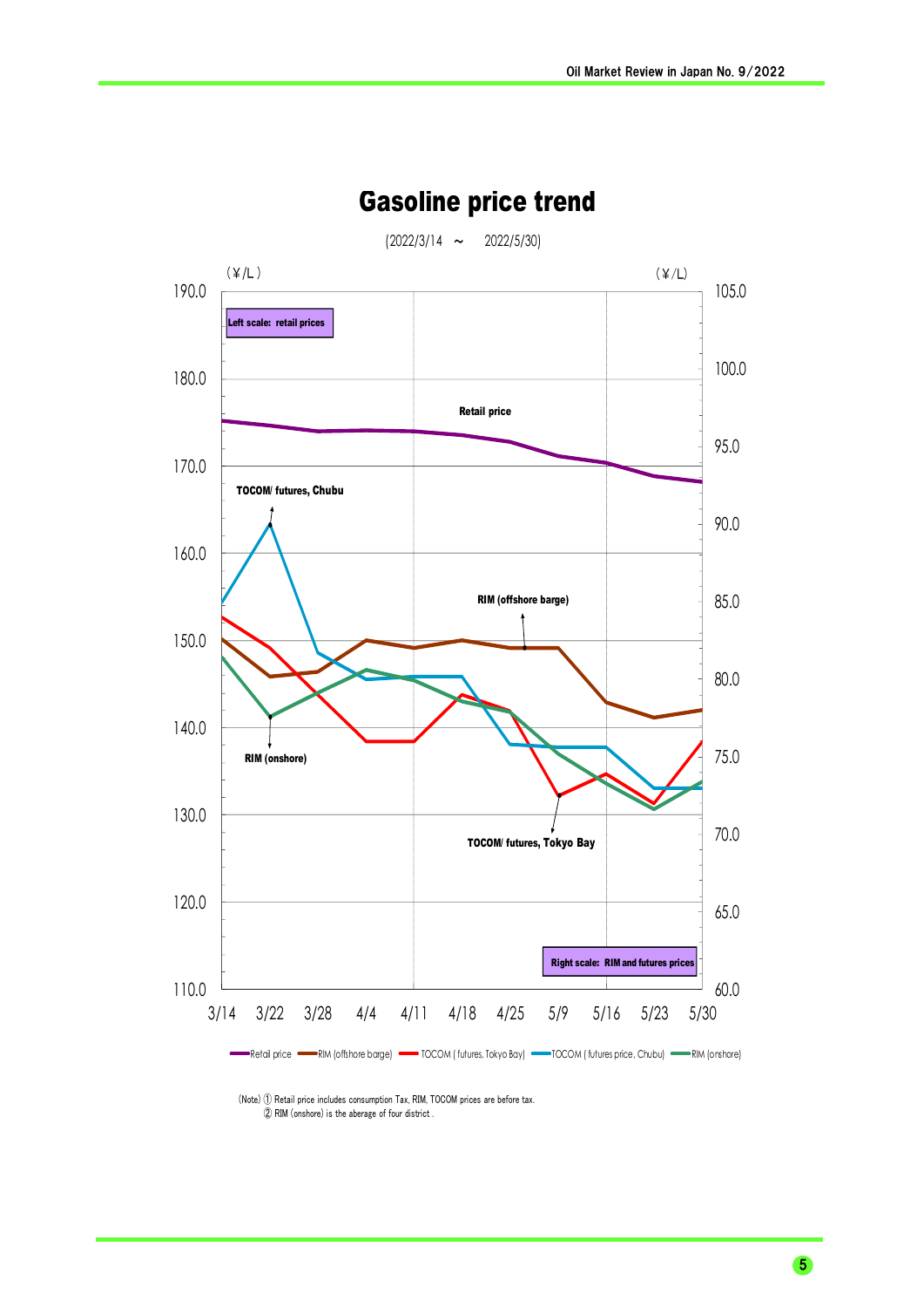# Gasoline price trend

(2022/3/14 ～ 2022/5/30)

(¥/L) Left scale: retail prices

(¥/L) Right scale: RIM and futures prices

Retail price
TOCOM/ futures, Chubu
RIM (offshore barge)
RIM (onshore)
TOCOM/ futures, Tokyo Bay

Legend: Retail price, RIM (offshore barge), TOCOM (futures, Tokyo Bay), TOCOM (futures price, Chubu), RIM (onshore)

(Note) ① Retail price includes consumption Tax, RIM, TOCOM prices are before tax.
② RIM (onshore) is the aberage of four district .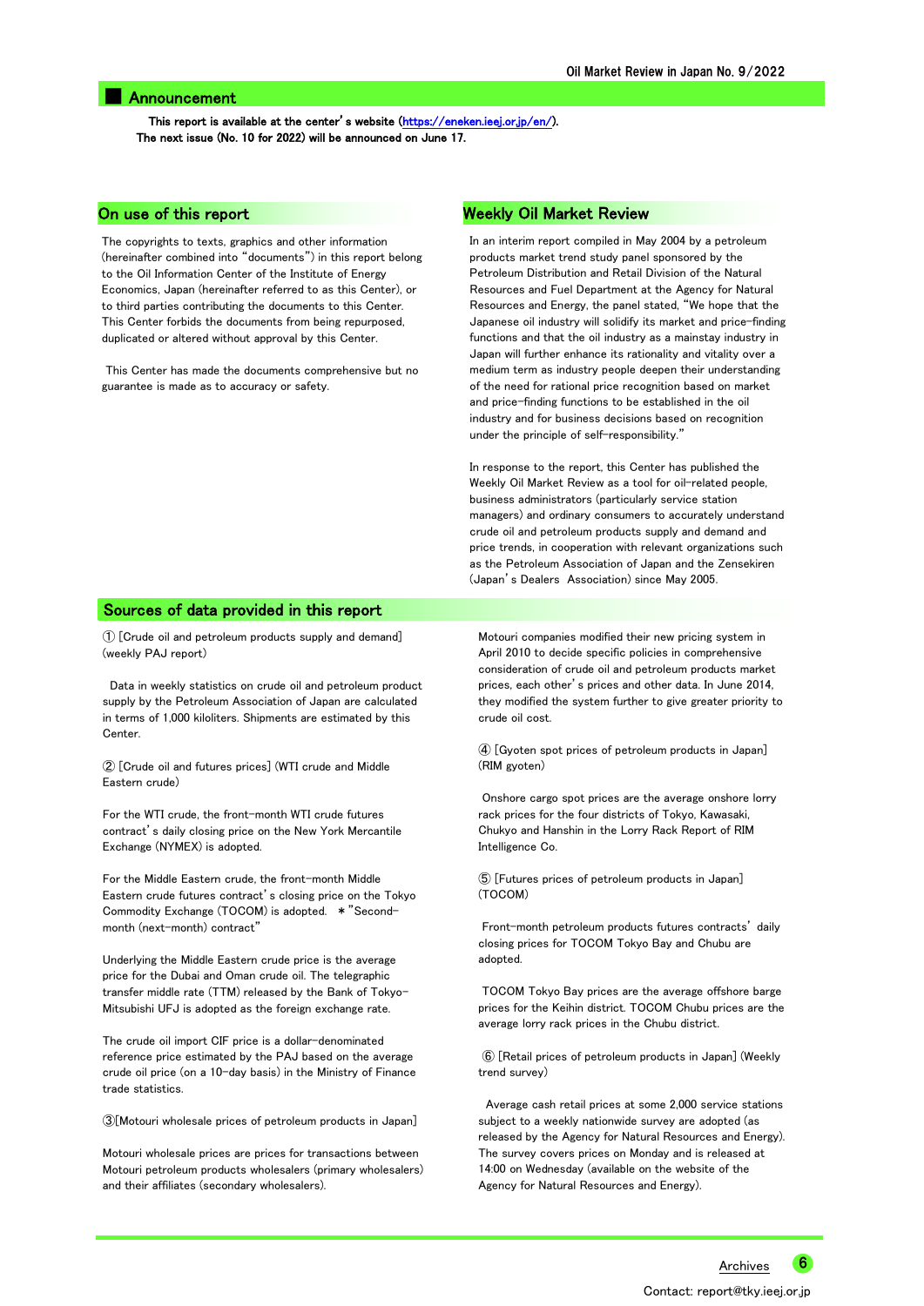## Announcement

This report is available at the center's website (https://eneken.ieej.or.jp/en/).
The next issue (No. 10 for 2022) will be announced on June 17.

## On use of this report

The copyrights to texts, graphics and other information (hereinafter combined into "documents") in this report belong to the Oil Information Center of the Institute of Energy Economics, Japan (hereinafter referred to as this Center), or to third parties contributing the documents to this Center. This Center forbids the documents from being repurposed, duplicated or altered without approval by this Center.

This Center has made the documents comprehensive but no guarantee is made as to accuracy or safety.

## Weekly Oil Market Review

In an interim report compiled in May 2004 by a petroleum products market trend study panel sponsored by the Petroleum Distribution and Retail Division of the Natural Resources and Fuel Department at the Agency for Natural Resources and Energy, the panel stated, "We hope that the Japanese oil industry will solidify its market and price-finding functions and that the oil industry as a mainstay industry in Japan will further enhance its rationality and vitality over a medium term as industry people deepen their understanding of the need for rational price recognition based on market and price-finding functions to be established in the oil industry and for business decisions based on recognition under the principle of self-responsibility."

In response to the report, this Center has published the Weekly Oil Market Review as a tool for oil-related people, business administrators (particularly service station managers) and ordinary consumers to accurately understand crude oil and petroleum products supply and demand and price trends, in cooperation with relevant organizations such as the Petroleum Association of Japan and the Zensekiren (Japan's Dealers Association) since May 2005.

## Sources of data provided in this report

① [Crude oil and petroleum products supply and demand] (weekly PAJ report)

Data in weekly statistics on crude oil and petroleum product supply by the Petroleum Association of Japan are calculated in terms of 1,000 kiloliters. Shipments are estimated by this Center.

② [Crude oil and futures prices] (WTI crude and Middle Eastern crude)

For the WTI crude, the front-month WTI crude futures contract's daily closing price on the New York Mercantile Exchange (NYMEX) is adopted.

For the Middle Eastern crude, the front-month Middle Eastern crude futures contract's closing price on the Tokyo Commodity Exchange (TOCOM) is adopted. ＊"Second-month (next-month) contract"

Underlying the Middle Eastern crude price is the average price for the Dubai and Oman crude oil. The telegraphic transfer middle rate (TTM) released by the Bank of Tokyo-Mitsubishi UFJ is adopted as the foreign exchange rate.

The crude oil import CIF price is a dollar-denominated reference price estimated by the PAJ based on the average crude oil price (on a 10-day basis) in the Ministry of Finance trade statistics.

③[Motouri wholesale prices of petroleum products in Japan]

Motouri wholesale prices are prices for transactions between Motouri petroleum products wholesalers (primary wholesalers) and their affiliates (secondary wholesalers).

Motouri companies modified their new pricing system in April 2010 to decide specific policies in comprehensive consideration of crude oil and petroleum products market prices, each other's prices and other data. In June 2014, they modified the system further to give greater priority to crude oil cost.

④ [Gyoten spot prices of petroleum products in Japan] (RIM gyoten)

Onshore cargo spot prices are the average onshore lorry rack prices for the four districts of Tokyo, Kawasaki, Chukyo and Hanshin in the Lorry Rack Report of RIM Intelligence Co.

⑤ [Futures prices of petroleum products in Japan] (TOCOM)

Front-month petroleum products futures contracts' daily closing prices for TOCOM Tokyo Bay and Chubu are adopted.

TOCOM Tokyo Bay prices are the average offshore barge prices for the Keihin district. TOCOM Chubu prices are the average lorry rack prices in the Chubu district.

⑥ [Retail prices of petroleum products in Japan] (Weekly trend survey)

Average cash retail prices at some 2,000 service stations subject to a weekly nationwide survey are adopted (as released by the Agency for Natural Resources and Energy). The survey covers prices on Monday and is released at 14:00 on Wednesday (available on the website of the Agency for Natural Resources and Energy).

Archives

Contact: report@tky.ieej.or.jp